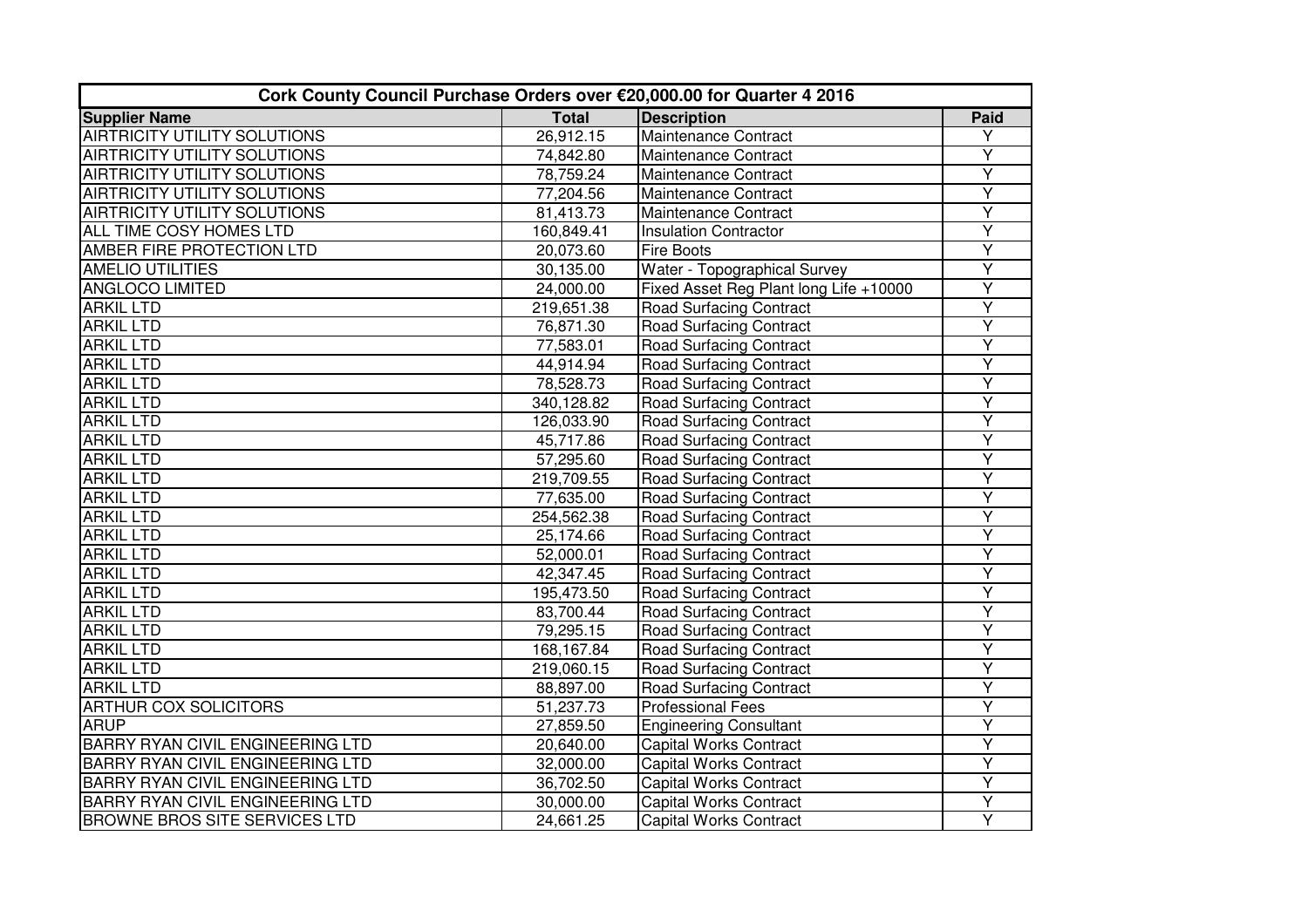| Cork County Council Purchase Orders over €20,000.00 for Quarter 4 2016 | | | |
|---|---|---|---|
| **Supplier Name** | **Total** | **Description** | **Paid** |
| AIRTRICITY UTILITY SOLUTIONS | 26,912.15 | Maintenance Contract | Y |
| AIRTRICITY UTILITY SOLUTIONS | 74,842.80 | Maintenance Contract | Y |
| AIRTRICITY UTILITY SOLUTIONS | 78,759.24 | Maintenance Contract | Y |
| AIRTRICITY UTILITY SOLUTIONS | 77,204.56 | Maintenance Contract | Y |
| AIRTRICITY UTILITY SOLUTIONS | 81,413.73 | Maintenance Contract | Y |
| ALL TIME COSY HOMES LTD | 160,849.41 | Insulation Contractor | Y |
| AMBER FIRE PROTECTION LTD | 20,073.60 | Fire Boots | Y |
| AMELIO UTILITIES | 30,135.00 | Water - Topographical Survey | Y |
| ANGLOCO LIMITED | 24,000.00 | Fixed Asset Reg Plant long Life +10000 | Y |
| ARKIL LTD | 219,651.38 | Road Surfacing Contract | Y |
| ARKIL LTD | 76,871.30 | Road Surfacing Contract | Y |
| ARKIL LTD | 77,583.01 | Road Surfacing Contract | Y |
| ARKIL LTD | 44,914.94 | Road Surfacing Contract | Y |
| ARKIL LTD | 78,528.73 | Road Surfacing Contract | Y |
| ARKIL LTD | 340,128.82 | Road Surfacing Contract | Y |
| ARKIL LTD | 126,033.90 | Road Surfacing Contract | Y |
| ARKIL LTD | 45,717.86 | Road Surfacing Contract | Y |
| ARKIL LTD | 57,295.60 | Road Surfacing Contract | Y |
| ARKIL LTD | 219,709.55 | Road Surfacing Contract | Y |
| ARKIL LTD | 77,635.00 | Road Surfacing Contract | Y |
| ARKIL LTD | 254,562.38 | Road Surfacing Contract | Y |
| ARKIL LTD | 25,174.66 | Road Surfacing Contract | Y |
| ARKIL LTD | 52,000.01 | Road Surfacing Contract | Y |
| ARKIL LTD | 42,347.45 | Road Surfacing Contract | Y |
| ARKIL LTD | 195,473.50 | Road Surfacing Contract | Y |
| ARKIL LTD | 83,700.44 | Road Surfacing Contract | Y |
| ARKIL LTD | 79,295.15 | Road Surfacing Contract | Y |
| ARKIL LTD | 168,167.84 | Road Surfacing Contract | Y |
| ARKIL LTD | 219,060.15 | Road Surfacing Contract | Y |
| ARKIL LTD | 88,897.00 | Road Surfacing Contract | Y |
| ARTHUR COX SOLICITORS | 51,237.73 | Professional Fees | Y |
| ARUP | 27,859.50 | Engineering Consultant | Y |
| BARRY RYAN CIVIL ENGINEERING LTD | 20,640.00 | Capital Works Contract | Y |
| BARRY RYAN CIVIL ENGINEERING LTD | 32,000.00 | Capital Works Contract | Y |
| BARRY RYAN CIVIL ENGINEERING LTD | 36,702.50 | Capital Works Contract | Y |
| BARRY RYAN CIVIL ENGINEERING LTD | 30,000.00 | Capital Works Contract | Y |
| BROWNE BROS SITE SERVICES LTD | 24,661.25 | Capital Works Contract | Y |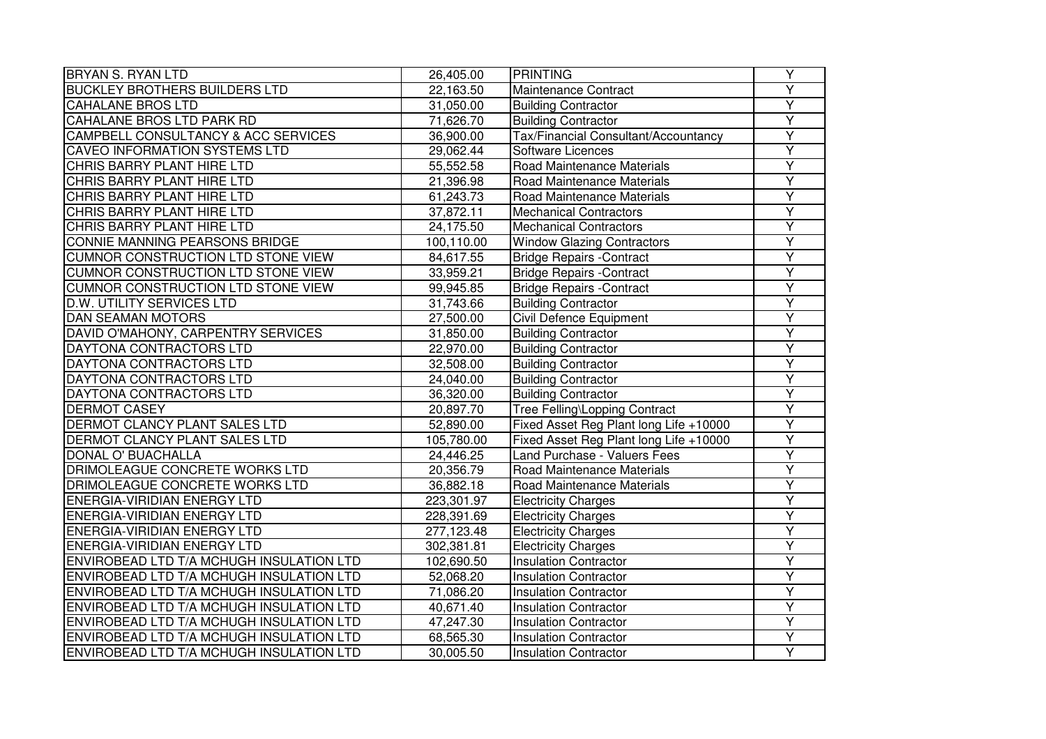| | | | |
|---|---|---|---|
| BRYAN S. RYAN LTD | 26,405.00 | PRINTING | Y |
| BUCKLEY BROTHERS BUILDERS LTD | 22,163.50 | Maintenance Contract | Y |
| CAHALANE BROS LTD | 31,050.00 | Building Contractor | Y |
| CAHALANE BROS LTD PARK RD | 71,626.70 | Building Contractor | Y |
| CAMPBELL CONSULTANCY & ACC SERVICES | 36,900.00 | Tax/Financial Consultant/Accountancy | Y |
| CAVEO INFORMATION SYSTEMS LTD | 29,062.44 | Software Licences | Y |
| CHRIS BARRY PLANT HIRE LTD | 55,552.58 | Road Maintenance Materials | Y |
| CHRIS BARRY PLANT HIRE LTD | 21,396.98 | Road Maintenance Materials | Y |
| CHRIS BARRY PLANT HIRE LTD | 61,243.73 | Road Maintenance Materials | Y |
| CHRIS BARRY PLANT HIRE LTD | 37,872.11 | Mechanical Contractors | Y |
| CHRIS BARRY PLANT HIRE LTD | 24,175.50 | Mechanical Contractors | Y |
| CONNIE MANNING PEARSONS BRIDGE | 100,110.00 | Window Glazing Contractors | Y |
| CUMNOR CONSTRUCTION LTD STONE VIEW | 84,617.55 | Bridge Repairs -Contract | Y |
| CUMNOR CONSTRUCTION LTD STONE VIEW | 33,959.21 | Bridge Repairs -Contract | Y |
| CUMNOR CONSTRUCTION LTD STONE VIEW | 99,945.85 | Bridge Repairs -Contract | Y |
| D.W. UTILITY SERVICES LTD | 31,743.66 | Building Contractor | Y |
| DAN SEAMAN MOTORS | 27,500.00 | Civil Defence Equipment | Y |
| DAVID O'MAHONY, CARPENTRY SERVICES | 31,850.00 | Building Contractor | Y |
| DAYTONA CONTRACTORS LTD | 22,970.00 | Building Contractor | Y |
| DAYTONA CONTRACTORS LTD | 32,508.00 | Building Contractor | Y |
| DAYTONA CONTRACTORS LTD | 24,040.00 | Building Contractor | Y |
| DAYTONA CONTRACTORS LTD | 36,320.00 | Building Contractor | Y |
| DERMOT CASEY | 20,897.70 | Tree Felling\Lopping Contract | Y |
| DERMOT CLANCY PLANT SALES LTD | 52,890.00 | Fixed Asset Reg Plant long Life +10000 | Y |
| DERMOT CLANCY PLANT SALES LTD | 105,780.00 | Fixed Asset Reg Plant long Life +10000 | Y |
| DONAL O' BUACHALLA | 24,446.25 | Land Purchase - Valuers Fees | Y |
| DRIMOLEAGUE CONCRETE WORKS LTD | 20,356.79 | Road Maintenance Materials | Y |
| DRIMOLEAGUE CONCRETE WORKS LTD | 36,882.18 | Road Maintenance Materials | Y |
| ENERGIA-VIRIDIAN ENERGY LTD | 223,301.97 | Electricity Charges | Y |
| ENERGIA-VIRIDIAN ENERGY LTD | 228,391.69 | Electricity Charges | Y |
| ENERGIA-VIRIDIAN ENERGY LTD | 277,123.48 | Electricity Charges | Y |
| ENERGIA-VIRIDIAN ENERGY LTD | 302,381.81 | Electricity Charges | Y |
| ENVIROBEAD LTD T/A MCHUGH INSULATION LTD | 102,690.50 | Insulation Contractor | Y |
| ENVIROBEAD LTD T/A MCHUGH INSULATION LTD | 52,068.20 | Insulation Contractor | Y |
| ENVIROBEAD LTD T/A MCHUGH INSULATION LTD | 71,086.20 | Insulation Contractor | Y |
| ENVIROBEAD LTD T/A MCHUGH INSULATION LTD | 40,671.40 | Insulation Contractor | Y |
| ENVIROBEAD LTD T/A MCHUGH INSULATION LTD | 47,247.30 | Insulation Contractor | Y |
| ENVIROBEAD LTD T/A MCHUGH INSULATION LTD | 68,565.30 | Insulation Contractor | Y |
| ENVIROBEAD LTD T/A MCHUGH INSULATION LTD | 30,005.50 | Insulation Contractor | Y |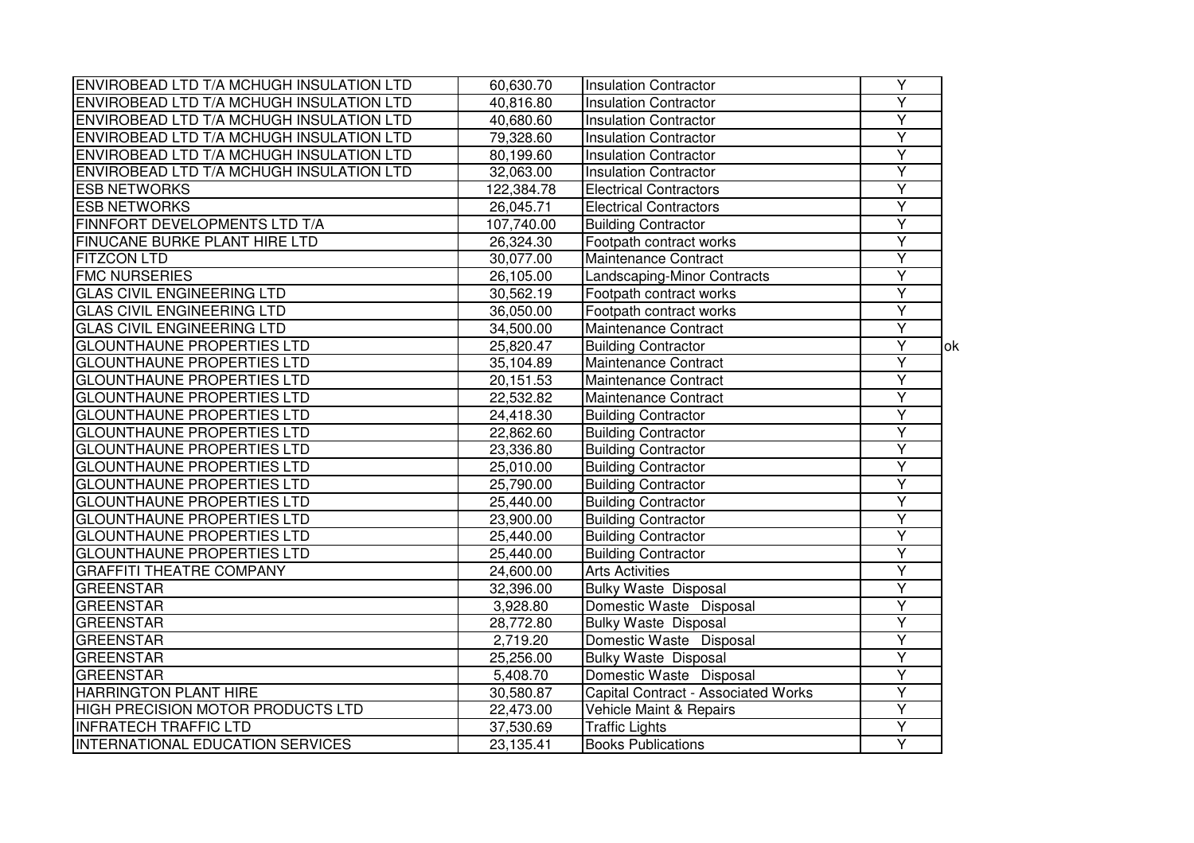| | | | | |
|---|---|---|---|---|
| ENVIROBEAD LTD T/A MCHUGH INSULATION LTD | 60,630.70 | Insulation Contractor | Y | |
| ENVIROBEAD LTD T/A MCHUGH INSULATION LTD | 40,816.80 | Insulation Contractor | Y | |
| ENVIROBEAD LTD T/A MCHUGH INSULATION LTD | 40,680.60 | Insulation Contractor | Y | |
| ENVIROBEAD LTD T/A MCHUGH INSULATION LTD | 79,328.60 | Insulation Contractor | Y | |
| ENVIROBEAD LTD T/A MCHUGH INSULATION LTD | 80,199.60 | Insulation Contractor | Y | |
| ENVIROBEAD LTD T/A MCHUGH INSULATION LTD | 32,063.00 | Insulation Contractor | Y | |
| ESB NETWORKS | 122,384.78 | Electrical Contractors | Y | |
| ESB NETWORKS | 26,045.71 | Electrical Contractors | Y | |
| FINNFORT DEVELOPMENTS LTD T/A | 107,740.00 | Building Contractor | Y | |
| FINUCANE BURKE PLANT HIRE LTD | 26,324.30 | Footpath contract works | Y | |
| FITZCON LTD | 30,077.00 | Maintenance Contract | Y | |
| FMC NURSERIES | 26,105.00 | Landscaping-Minor Contracts | Y | |
| GLAS CIVIL ENGINEERING LTD | 30,562.19 | Footpath contract works | Y | |
| GLAS CIVIL ENGINEERING LTD | 36,050.00 | Footpath contract works | Y | |
| GLAS CIVIL ENGINEERING LTD | 34,500.00 | Maintenance Contract | Y | |
| GLOUNTHAUNE PROPERTIES LTD | 25,820.47 | Building Contractor | Y | ok |
| GLOUNTHAUNE PROPERTIES LTD | 35,104.89 | Maintenance Contract | Y | |
| GLOUNTHAUNE PROPERTIES LTD | 20,151.53 | Maintenance Contract | Y | |
| GLOUNTHAUNE PROPERTIES LTD | 22,532.82 | Maintenance Contract | Y | |
| GLOUNTHAUNE PROPERTIES LTD | 24,418.30 | Building Contractor | Y | |
| GLOUNTHAUNE PROPERTIES LTD | 22,862.60 | Building Contractor | Y | |
| GLOUNTHAUNE PROPERTIES LTD | 23,336.80 | Building Contractor | Y | |
| GLOUNTHAUNE PROPERTIES LTD | 25,010.00 | Building Contractor | Y | |
| GLOUNTHAUNE PROPERTIES LTD | 25,790.00 | Building Contractor | Y | |
| GLOUNTHAUNE PROPERTIES LTD | 25,440.00 | Building Contractor | Y | |
| GLOUNTHAUNE PROPERTIES LTD | 23,900.00 | Building Contractor | Y | |
| GLOUNTHAUNE PROPERTIES LTD | 25,440.00 | Building Contractor | Y | |
| GLOUNTHAUNE PROPERTIES LTD | 25,440.00 | Building Contractor | Y | |
| GRAFFITI THEATRE COMPANY | 24,600.00 | Arts Activities | Y | |
| GREENSTAR | 32,396.00 | Bulky Waste Disposal | Y | |
| GREENSTAR | 3,928.80 | Domestic Waste Disposal | Y | |
| GREENSTAR | 28,772.80 | Bulky Waste Disposal | Y | |
| GREENSTAR | 2,719.20 | Domestic Waste Disposal | Y | |
| GREENSTAR | 25,256.00 | Bulky Waste Disposal | Y | |
| GREENSTAR | 5,408.70 | Domestic Waste Disposal | Y | |
| HARRINGTON PLANT HIRE | 30,580.87 | Capital Contract - Associated Works | Y | |
| HIGH PRECISION MOTOR PRODUCTS LTD | 22,473.00 | Vehicle Maint & Repairs | Y | |
| INFRATECH TRAFFIC LTD | 37,530.69 | Traffic Lights | Y | |
| INTERNATIONAL EDUCATION SERVICES | 23,135.41 | Books Publications | Y | |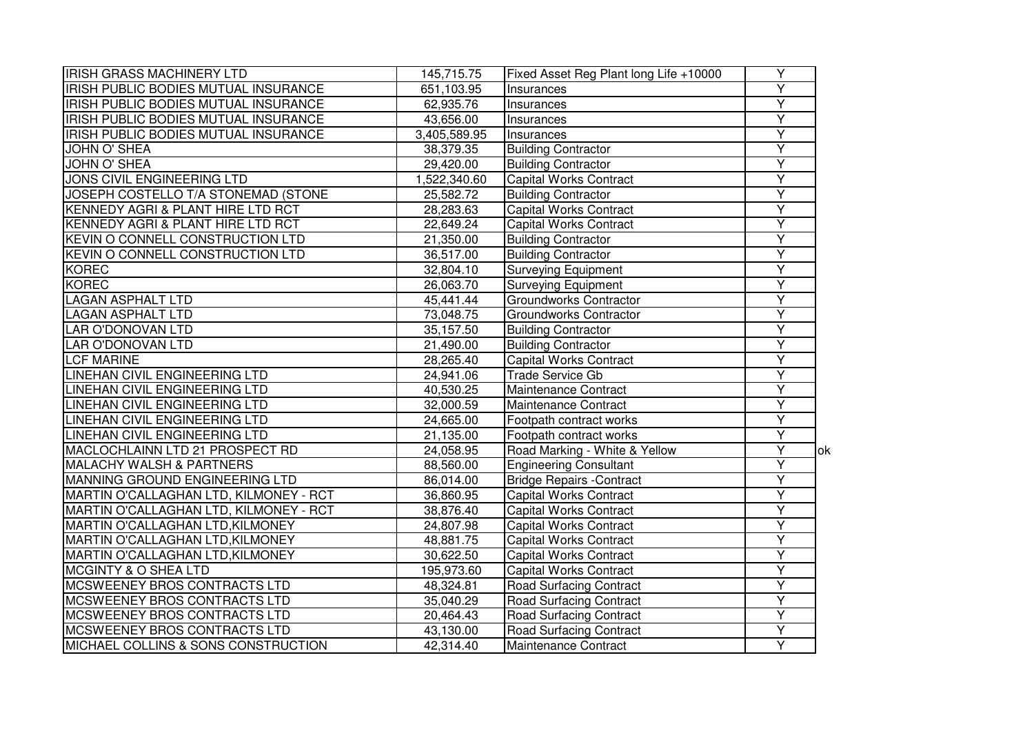| | | | | |
|---|---|---|---|---|
| IRISH GRASS MACHINERY LTD | 145,715.75 | Fixed Asset Reg Plant long Life +10000 | Y | |
| IRISH PUBLIC BODIES MUTUAL INSURANCE | 651,103.95 | Insurances | Y | |
| IRISH PUBLIC BODIES MUTUAL INSURANCE | 62,935.76 | Insurances | Y | |
| IRISH PUBLIC BODIES MUTUAL INSURANCE | 43,656.00 | Insurances | Y | |
| IRISH PUBLIC BODIES MUTUAL INSURANCE | 3,405,589.95 | Insurances | Y | |
| JOHN O' SHEA | 38,379.35 | Building Contractor | Y | |
| JOHN O' SHEA | 29,420.00 | Building Contractor | Y | |
| JONS CIVIL ENGINEERING LTD | 1,522,340.60 | Capital Works Contract | Y | |
| JOSEPH COSTELLO T/A STONEMAD (STONE | 25,582.72 | Building Contractor | Y | |
| KENNEDY AGRI & PLANT HIRE LTD RCT | 28,283.63 | Capital Works Contract | Y | |
| KENNEDY AGRI & PLANT HIRE LTD RCT | 22,649.24 | Capital Works Contract | Y | |
| KEVIN O CONNELL CONSTRUCTION LTD | 21,350.00 | Building Contractor | Y | |
| KEVIN O CONNELL CONSTRUCTION LTD | 36,517.00 | Building Contractor | Y | |
| KOREC | 32,804.10 | Surveying Equipment | Y | |
| KOREC | 26,063.70 | Surveying Equipment | Y | |
| LAGAN ASPHALT LTD | 45,441.44 | Groundworks Contractor | Y | |
| LAGAN ASPHALT LTD | 73,048.75 | Groundworks Contractor | Y | |
| LAR O'DONOVAN LTD | 35,157.50 | Building Contractor | Y | |
| LAR O'DONOVAN LTD | 21,490.00 | Building Contractor | Y | |
| LCF MARINE | 28,265.40 | Capital Works Contract | Y | |
| LINEHAN CIVIL ENGINEERING LTD | 24,941.06 | Trade Service Gb | Y | |
| LINEHAN CIVIL ENGINEERING LTD | 40,530.25 | Maintenance Contract | Y | |
| LINEHAN CIVIL ENGINEERING LTD | 32,000.59 | Maintenance Contract | Y | |
| LINEHAN CIVIL ENGINEERING LTD | 24,665.00 | Footpath contract works | Y | |
| LINEHAN CIVIL ENGINEERING LTD | 21,135.00 | Footpath contract works | Y | |
| MACLOCHLAINN LTD 21 PROSPECT RD | 24,058.95 | Road Marking - White & Yellow | Y | ok |
| MALACHY WALSH & PARTNERS | 88,560.00 | Engineering Consultant | Y | |
| MANNING GROUND ENGINEERING LTD | 86,014.00 | Bridge Repairs -Contract | Y | |
| MARTIN O'CALLAGHAN LTD, KILMONEY - RCT | 36,860.95 | Capital Works Contract | Y | |
| MARTIN O'CALLAGHAN LTD, KILMONEY - RCT | 38,876.40 | Capital Works Contract | Y | |
| MARTIN O'CALLAGHAN LTD,KILMONEY | 24,807.98 | Capital Works Contract | Y | |
| MARTIN O'CALLAGHAN LTD,KILMONEY | 48,881.75 | Capital Works Contract | Y | |
| MARTIN O'CALLAGHAN LTD,KILMONEY | 30,622.50 | Capital Works Contract | Y | |
| MCGINTY & O SHEA LTD | 195,973.60 | Capital Works Contract | Y | |
| MCSWEENEY BROS CONTRACTS LTD | 48,324.81 | Road Surfacing Contract | Y | |
| MCSWEENEY BROS CONTRACTS LTD | 35,040.29 | Road Surfacing Contract | Y | |
| MCSWEENEY BROS CONTRACTS LTD | 20,464.43 | Road Surfacing Contract | Y | |
| MCSWEENEY BROS CONTRACTS LTD | 43,130.00 | Road Surfacing Contract | Y | |
| MICHAEL COLLINS & SONS CONSTRUCTION | 42,314.40 | Maintenance Contract | Y | |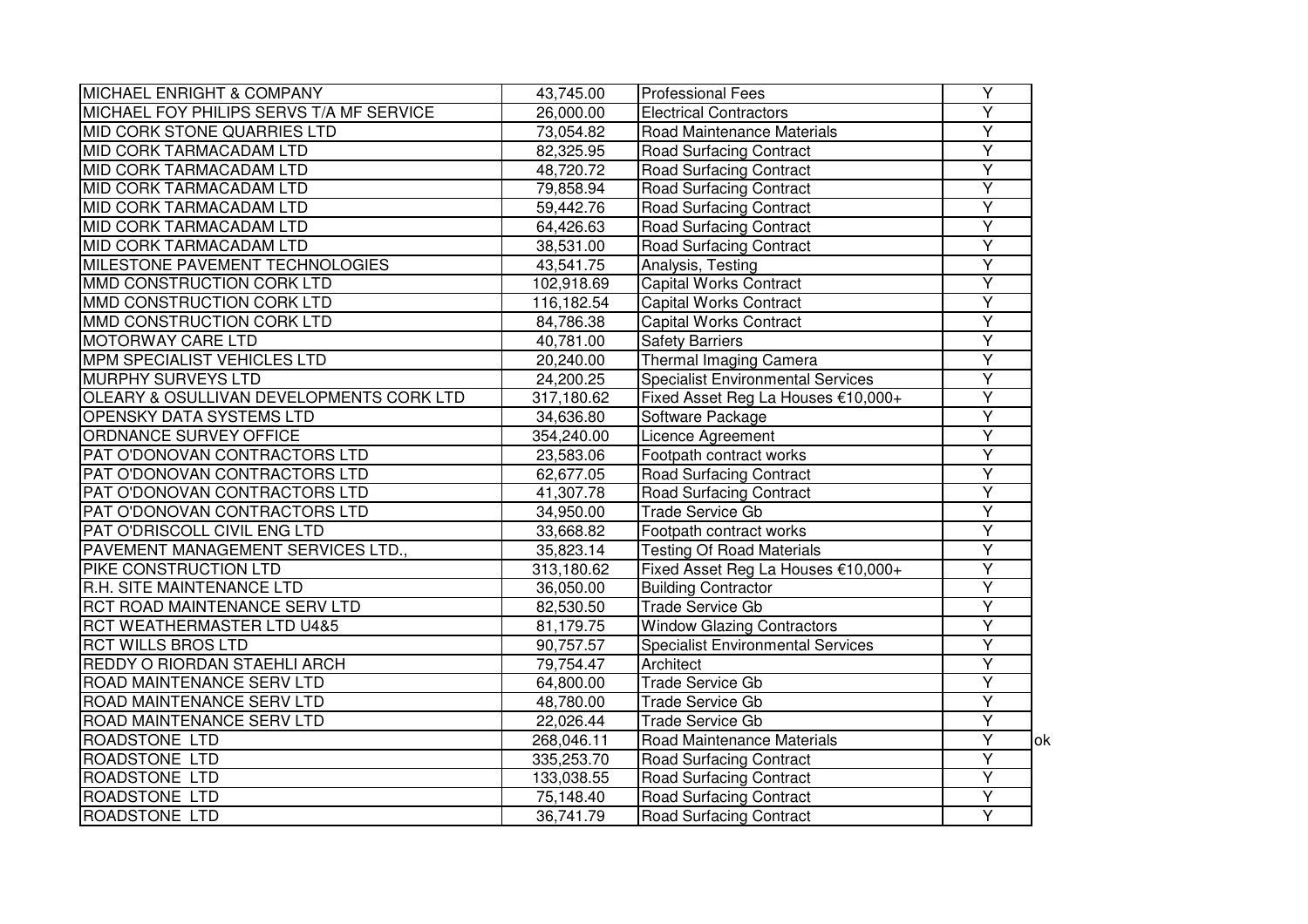| | | | | |
|---|---|---|---|---|
| MICHAEL ENRIGHT & COMPANY | 43,745.00 | Professional Fees | Y | |
| MICHAEL FOY PHILIPS SERVS T/A MF SERVICE | 26,000.00 | Electrical Contractors | Y | |
| MID CORK STONE QUARRIES LTD | 73,054.82 | Road Maintenance Materials | Y | |
| MID CORK TARMACADAM LTD | 82,325.95 | Road Surfacing Contract | Y | |
| MID CORK TARMACADAM LTD | 48,720.72 | Road Surfacing Contract | Y | |
| MID CORK TARMACADAM LTD | 79,858.94 | Road Surfacing Contract | Y | |
| MID CORK TARMACADAM LTD | 59,442.76 | Road Surfacing Contract | Y | |
| MID CORK TARMACADAM LTD | 64,426.63 | Road Surfacing Contract | Y | |
| MID CORK TARMACADAM LTD | 38,531.00 | Road Surfacing Contract | Y | |
| MILESTONE PAVEMENT TECHNOLOGIES | 43,541.75 | Analysis, Testing | Y | |
| MMD CONSTRUCTION CORK LTD | 102,918.69 | Capital Works Contract | Y | |
| MMD CONSTRUCTION CORK LTD | 116,182.54 | Capital Works Contract | Y | |
| MMD CONSTRUCTION CORK LTD | 84,786.38 | Capital Works Contract | Y | |
| MOTORWAY CARE LTD | 40,781.00 | Safety Barriers | Y | |
| MPM SPECIALIST VEHICLES LTD | 20,240.00 | Thermal Imaging Camera | Y | |
| MURPHY SURVEYS LTD | 24,200.25 | Specialist Environmental Services | Y | |
| OLEARY & OSULLIVAN DEVELOPMENTS CORK LTD | 317,180.62 | Fixed Asset Reg La Houses €10,000+ | Y | |
| OPENSKY DATA SYSTEMS LTD | 34,636.80 | Software Package | Y | |
| ORDNANCE SURVEY OFFICE | 354,240.00 | Licence Agreement | Y | |
| PAT O'DONOVAN CONTRACTORS LTD | 23,583.06 | Footpath contract works | Y | |
| PAT O'DONOVAN CONTRACTORS LTD | 62,677.05 | Road Surfacing Contract | Y | |
| PAT O'DONOVAN CONTRACTORS LTD | 41,307.78 | Road Surfacing Contract | Y | |
| PAT O'DONOVAN CONTRACTORS LTD | 34,950.00 | Trade Service Gb | Y | |
| PAT O'DRISCOLL CIVIL ENG LTD | 33,668.82 | Footpath contract works | Y | |
| PAVEMENT MANAGEMENT SERVICES LTD., | 35,823.14 | Testing Of Road Materials | Y | |
| PIKE CONSTRUCTION LTD | 313,180.62 | Fixed Asset Reg La Houses €10,000+ | Y | |
| R.H. SITE MAINTENANCE LTD | 36,050.00 | Building Contractor | Y | |
| RCT ROAD MAINTENANCE SERV LTD | 82,530.50 | Trade Service Gb | Y | |
| RCT WEATHERMASTER LTD U4&5 | 81,179.75 | Window Glazing Contractors | Y | |
| RCT WILLS BROS LTD | 90,757.57 | Specialist Environmental Services | Y | |
| REDDY O RIORDAN STAEHLI ARCH | 79,754.47 | Architect | Y | |
| ROAD MAINTENANCE SERV LTD | 64,800.00 | Trade Service Gb | Y | |
| ROAD MAINTENANCE SERV LTD | 48,780.00 | Trade Service Gb | Y | |
| ROAD MAINTENANCE SERV LTD | 22,026.44 | Trade Service Gb | Y | |
| ROADSTONE LTD | 268,046.11 | Road Maintenance Materials | Y | ok |
| ROADSTONE LTD | 335,253.70 | Road Surfacing Contract | Y | |
| ROADSTONE LTD | 133,038.55 | Road Surfacing Contract | Y | |
| ROADSTONE LTD | 75,148.40 | Road Surfacing Contract | Y | |
| ROADSTONE LTD | 36,741.79 | Road Surfacing Contract | Y | |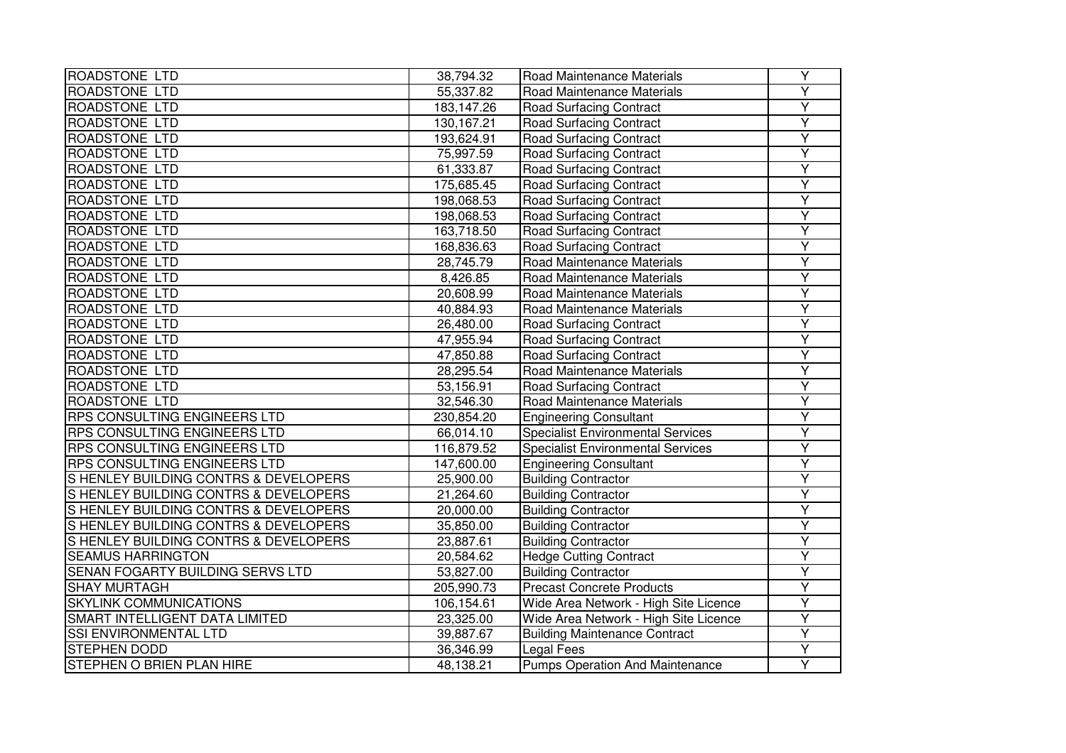| | | | |
|---|---|---|---|
| ROADSTONE LTD | 38,794.32 | Road Maintenance Materials | Y |
| ROADSTONE LTD | 55,337.82 | Road Maintenance Materials | Y |
| ROADSTONE LTD | 183,147.26 | Road Surfacing Contract | Y |
| ROADSTONE LTD | 130,167.21 | Road Surfacing Contract | Y |
| ROADSTONE LTD | 193,624.91 | Road Surfacing Contract | Y |
| ROADSTONE LTD | 75,997.59 | Road Surfacing Contract | Y |
| ROADSTONE LTD | 61,333.87 | Road Surfacing Contract | Y |
| ROADSTONE LTD | 175,685.45 | Road Surfacing Contract | Y |
| ROADSTONE LTD | 198,068.53 | Road Surfacing Contract | Y |
| ROADSTONE LTD | 198,068.53 | Road Surfacing Contract | Y |
| ROADSTONE LTD | 163,718.50 | Road Surfacing Contract | Y |
| ROADSTONE LTD | 168,836.63 | Road Surfacing Contract | Y |
| ROADSTONE LTD | 28,745.79 | Road Maintenance Materials | Y |
| ROADSTONE LTD | 8,426.85 | Road Maintenance Materials | Y |
| ROADSTONE LTD | 20,608.99 | Road Maintenance Materials | Y |
| ROADSTONE LTD | 40,884.93 | Road Maintenance Materials | Y |
| ROADSTONE LTD | 26,480.00 | Road Surfacing Contract | Y |
| ROADSTONE LTD | 47,955.94 | Road Surfacing Contract | Y |
| ROADSTONE LTD | 47,850.88 | Road Surfacing Contract | Y |
| ROADSTONE LTD | 28,295.54 | Road Maintenance Materials | Y |
| ROADSTONE LTD | 53,156.91 | Road Surfacing Contract | Y |
| ROADSTONE LTD | 32,546.30 | Road Maintenance Materials | Y |
| RPS CONSULTING ENGINEERS LTD | 230,854.20 | Engineering Consultant | Y |
| RPS CONSULTING ENGINEERS LTD | 66,014.10 | Specialist Environmental Services | Y |
| RPS CONSULTING ENGINEERS LTD | 116,879.52 | Specialist Environmental Services | Y |
| RPS CONSULTING ENGINEERS LTD | 147,600.00 | Engineering Consultant | Y |
| S HENLEY BUILDING CONTRS & DEVELOPERS | 25,900.00 | Building Contractor | Y |
| S HENLEY BUILDING CONTRS & DEVELOPERS | 21,264.60 | Building Contractor | Y |
| S HENLEY BUILDING CONTRS & DEVELOPERS | 20,000.00 | Building Contractor | Y |
| S HENLEY BUILDING CONTRS & DEVELOPERS | 35,850.00 | Building Contractor | Y |
| S HENLEY BUILDING CONTRS & DEVELOPERS | 23,887.61 | Building Contractor | Y |
| SEAMUS HARRINGTON | 20,584.62 | Hedge Cutting Contract | Y |
| SENAN FOGARTY BUILDING SERVS LTD | 53,827.00 | Building Contractor | Y |
| SHAY MURTAGH | 205,990.73 | Precast Concrete Products | Y |
| SKYLINK COMMUNICATIONS | 106,154.61 | Wide Area Network - High Site Licence | Y |
| SMART INTELLIGENT DATA LIMITED | 23,325.00 | Wide Area Network - High Site Licence | Y |
| SSI ENVIRONMENTAL LTD | 39,887.67 | Building Maintenance Contract | Y |
| STEPHEN DODD | 36,346.99 | Legal Fees | Y |
| STEPHEN O BRIEN PLAN HIRE | 48,138.21 | Pumps Operation And Maintenance | Y |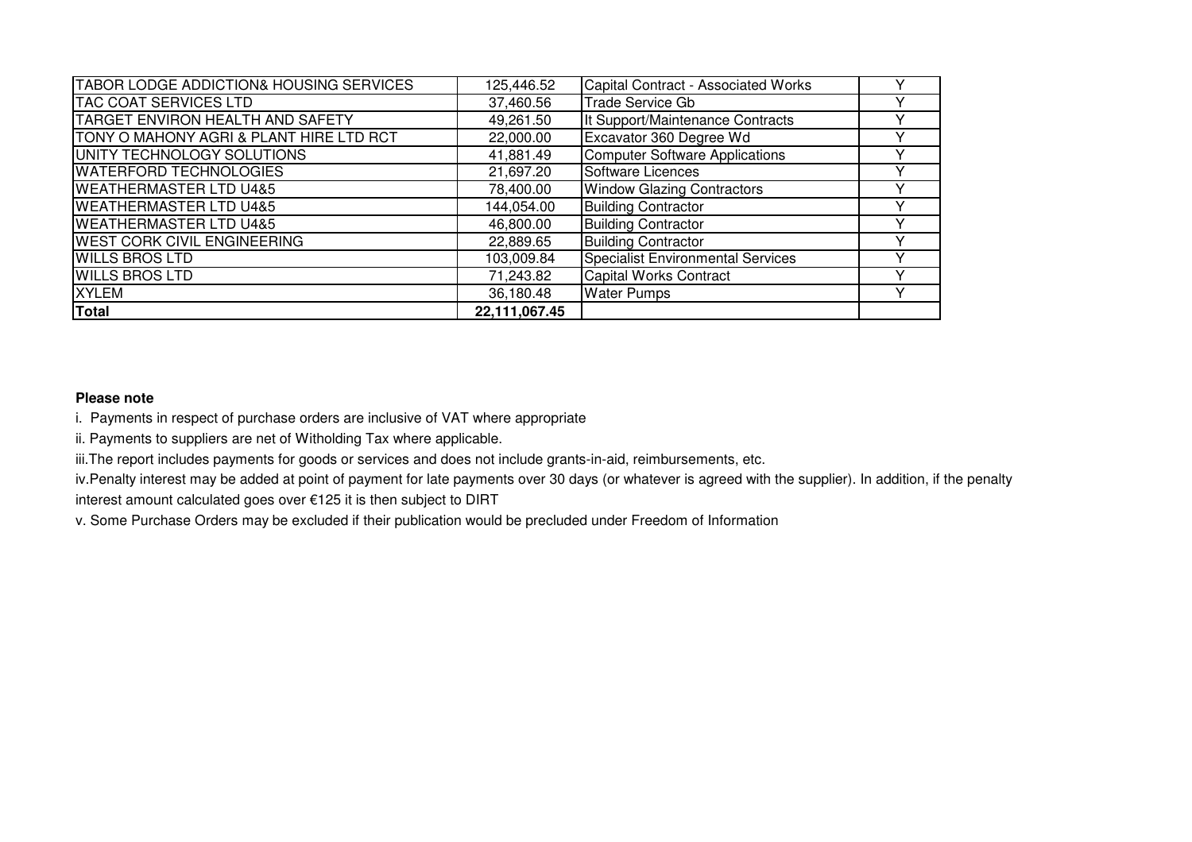| | | | |
|---|---|---|---|
| TABOR LODGE ADDICTION& HOUSING SERVICES | 125,446.52 | Capital Contract - Associated Works | Y |
| TAC COAT SERVICES LTD | 37,460.56 | Trade Service Gb | Y |
| TARGET ENVIRON HEALTH AND SAFETY | 49,261.50 | It Support/Maintenance Contracts | Y |
| TONY O MAHONY AGRI & PLANT HIRE LTD RCT | 22,000.00 | Excavator 360 Degree Wd | Y |
| UNITY TECHNOLOGY SOLUTIONS | 41,881.49 | Computer Software Applications | Y |
| WATERFORD TECHNOLOGIES | 21,697.20 | Software Licences | Y |
| WEATHERMASTER LTD U4&5 | 78,400.00 | Window Glazing Contractors | Y |
| WEATHERMASTER LTD U4&5 | 144,054.00 | Building Contractor | Y |
| WEATHERMASTER LTD U4&5 | 46,800.00 | Building Contractor | Y |
| WEST CORK CIVIL ENGINEERING | 22,889.65 | Building Contractor | Y |
| WILLS BROS LTD | 103,009.84 | Specialist Environmental Services | Y |
| WILLS BROS LTD | 71,243.82 | Capital Works Contract | Y |
| XYLEM | 36,180.48 | Water Pumps | Y |
| **Total** | **22,111,067.45** | | |

**Please note**

i. Payments in respect of purchase orders are inclusive of VAT where appropriate

ii. Payments to suppliers are net of Witholding Tax where applicable.

iii.The report includes payments for goods or services and does not include grants-in-aid, reimbursements, etc.

iv.Penalty interest may be added at point of payment for late payments over 30 days (or whatever is agreed with the supplier). In addition, if the penalty interest amount calculated goes over €125 it is then subject to DIRT

v. Some Purchase Orders may be excluded if their publication would be precluded under Freedom of Information